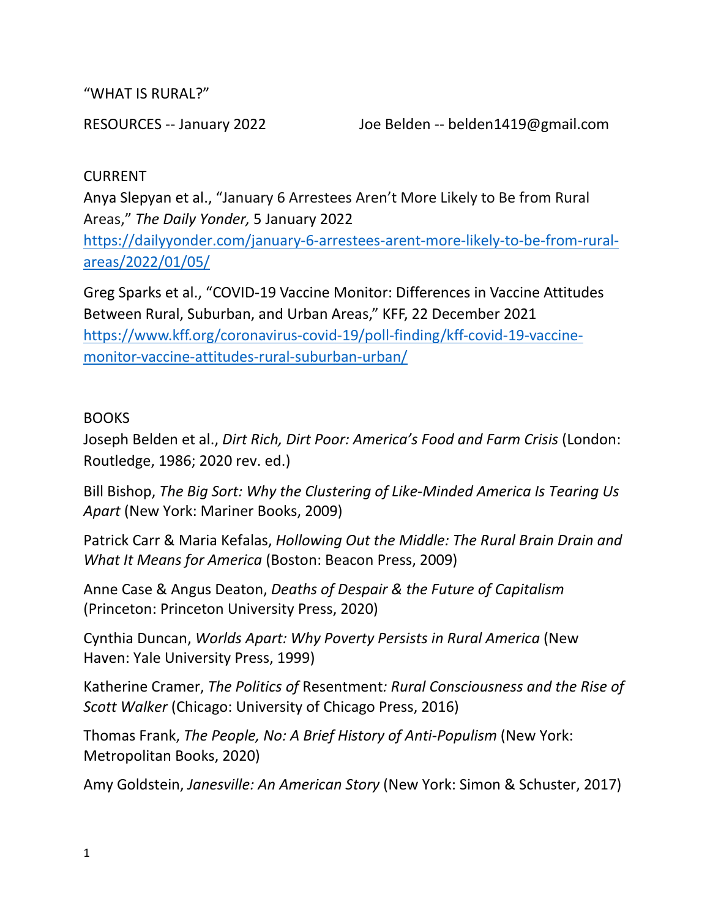“WHAT IS RURAL?”

RESOURCES -- January 2022 Joe Belden -- belden1419@gmail.com

## CURRENT

Anya Slepyan et al., “January 6 Arrestees Aren’t More Likely to Be from Rural Areas,” *The Daily Yonder,* 5 January 2022 https://dailyyonder.com/january-6-arrestees-arent-more-likely-to-be-from-rural-areas/2022/01/05/

Greg Sparks et al., “COVID-19 Vaccine Monitor: Differences in Vaccine Attitudes Between Rural, Suburban, and Urban Areas,” KFF, 22 December 2021 https://www.kff.org/coronavirus-covid-19/poll-finding/kff-covid-19-vaccine-monitor-vaccine-attitudes-rural-suburban-urban/

## BOOKS

Joseph Belden et al., *Dirt Rich, Dirt Poor: America’s Food and Farm Crisis* (London: Routledge, 1986; 2020 rev. ed.)

Bill Bishop, *The Big Sort: Why the Clustering of Like-Minded America Is Tearing Us Apart* (New York: Mariner Books, 2009)

Patrick Carr & Maria Kefalas, *Hollowing Out the Middle: The Rural Brain Drain and What It Means for America* (Boston: Beacon Press, 2009)

Anne Case & Angus Deaton, *Deaths of Despair & the Future of Capitalism* (Princeton: Princeton University Press, 2020)

Cynthia Duncan, *Worlds Apart: Why Poverty Persists in Rural America* (New Haven: Yale University Press, 1999)

Katherine Cramer, *The Politics of* Resentment*: Rural Consciousness and the Rise of Scott Walker* (Chicago: University of Chicago Press, 2016)

Thomas Frank, *The People, No: A Brief History of Anti-Populism* (New York: Metropolitan Books, 2020)

Amy Goldstein, *Janesville: An American Story* (New York: Simon & Schuster, 2017)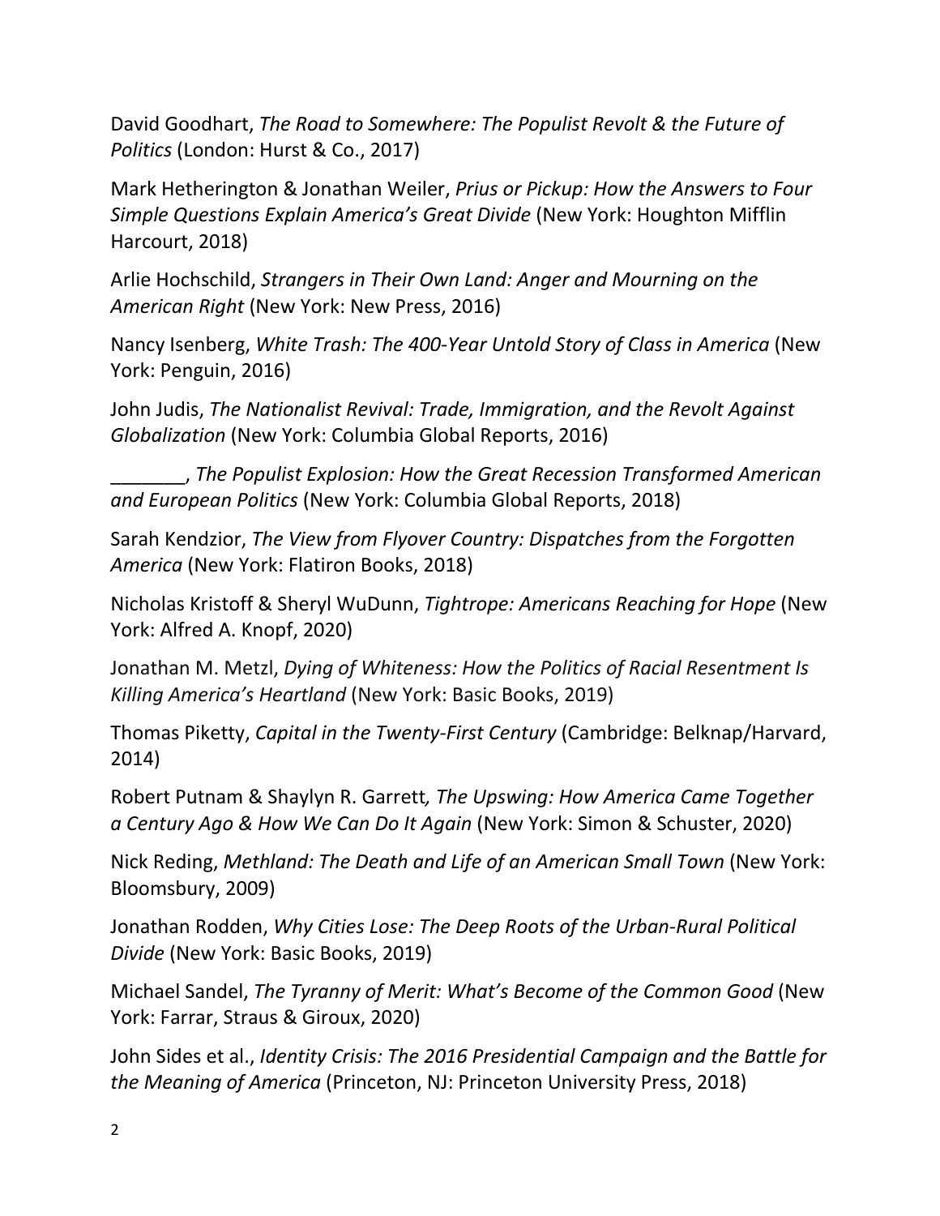David Goodhart, *The Road to Somewhere: The Populist Revolt & the Future of Politics* (London: Hurst & Co., 2017)

Mark Hetherington & Jonathan Weiler, *Prius or Pickup: How the Answers to Four Simple Questions Explain America's Great Divide* (New York: Houghton Mifflin Harcourt, 2018)

Arlie Hochschild, *Strangers in Their Own Land: Anger and Mourning on the American Right* (New York: New Press, 2016)

Nancy Isenberg, *White Trash: The 400-Year Untold Story of Class in America* (New York: Penguin, 2016)

John Judis, *The Nationalist Revival: Trade, Immigration, and the Revolt Against Globalization* (New York: Columbia Global Reports, 2016)

_______, *The Populist Explosion: How the Great Recession Transformed American and European Politics* (New York: Columbia Global Reports, 2018)

Sarah Kendzior, *The View from Flyover Country: Dispatches from the Forgotten America* (New York: Flatiron Books, 2018)

Nicholas Kristoff & Sheryl WuDunn, *Tightrope: Americans Reaching for Hope* (New York: Alfred A. Knopf, 2020)

Jonathan M. Metzl, *Dying of Whiteness: How the Politics of Racial Resentment Is Killing America's Heartland* (New York: Basic Books, 2019)

Thomas Piketty, *Capital in the Twenty-First Century* (Cambridge: Belknap/Harvard, 2014)

Robert Putnam & Shaylyn R. Garrett*, The Upswing: How America Came Together a Century Ago & How We Can Do It Again* (New York: Simon & Schuster, 2020)

Nick Reding, *Methland: The Death and Life of an American Small Town* (New York: Bloomsbury, 2009)

Jonathan Rodden, *Why Cities Lose: The Deep Roots of the Urban-Rural Political Divide* (New York: Basic Books, 2019)

Michael Sandel, *The Tyranny of Merit: What's Become of the Common Good* (New York: Farrar, Straus & Giroux, 2020)

John Sides et al., *Identity Crisis: The 2016 Presidential Campaign and the Battle for the Meaning of America* (Princeton, NJ: Princeton University Press, 2018)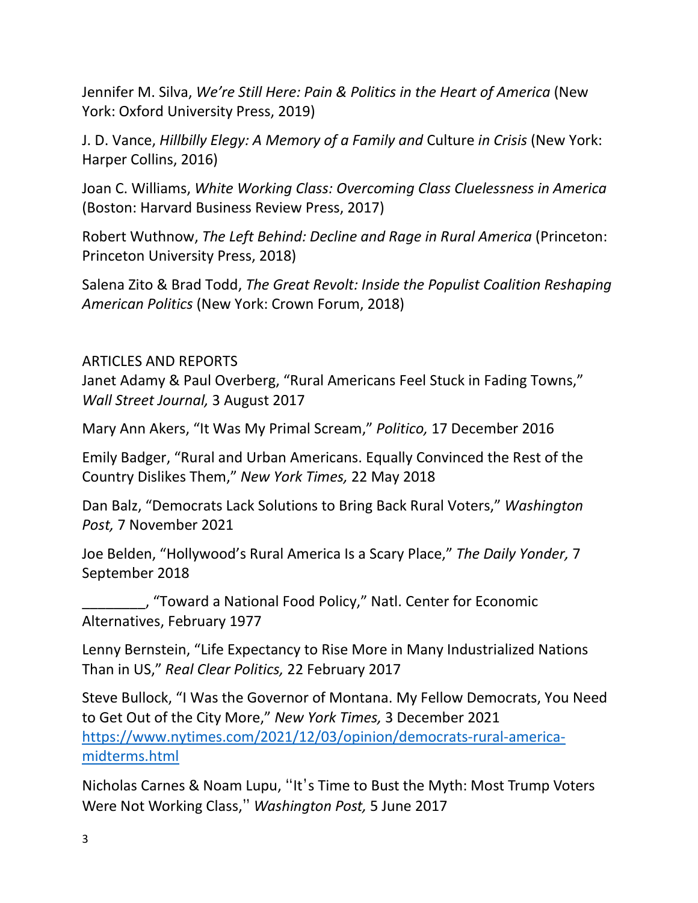Jennifer M. Silva, *We're Still Here: Pain & Politics in the Heart of America* (New York: Oxford University Press, 2019)

J. D. Vance, *Hillbilly Elegy: A Memory of a Family and* Culture *in Crisis* (New York: Harper Collins, 2016)

Joan C. Williams, *White Working Class: Overcoming Class Cluelessness in America* (Boston: Harvard Business Review Press, 2017)

Robert Wuthnow, *The Left Behind: Decline and Rage in Rural America* (Princeton: Princeton University Press, 2018)

Salena Zito & Brad Todd, *The Great Revolt: Inside the Populist Coalition Reshaping American Politics* (New York: Crown Forum, 2018)

ARTICLES AND REPORTS

Janet Adamy & Paul Overberg, "Rural Americans Feel Stuck in Fading Towns," *Wall Street Journal,* 3 August 2017

Mary Ann Akers, "It Was My Primal Scream," *Politico,* 17 December 2016

Emily Badger, "Rural and Urban Americans. Equally Convinced the Rest of the Country Dislikes Them," *New York Times,* 22 May 2018

Dan Balz, "Democrats Lack Solutions to Bring Back Rural Voters," *Washington Post,* 7 November 2021

Joe Belden, "Hollywood's Rural America Is a Scary Place," *The Daily Yonder,* 7 September 2018

________, "Toward a National Food Policy," Natl. Center for Economic Alternatives, February 1977

Lenny Bernstein, "Life Expectancy to Rise More in Many Industrialized Nations Than in US," *Real Clear Politics,* 22 February 2017

Steve Bullock, "I Was the Governor of Montana. My Fellow Democrats, You Need to Get Out of the City More," *New York Times,* 3 December 2021 https://www.nytimes.com/2021/12/03/opinion/democrats-rural-america-midterms.html

Nicholas Carnes & Noam Lupu, "It's Time to Bust the Myth: Most Trump Voters Were Not Working Class," *Washington Post,* 5 June 2017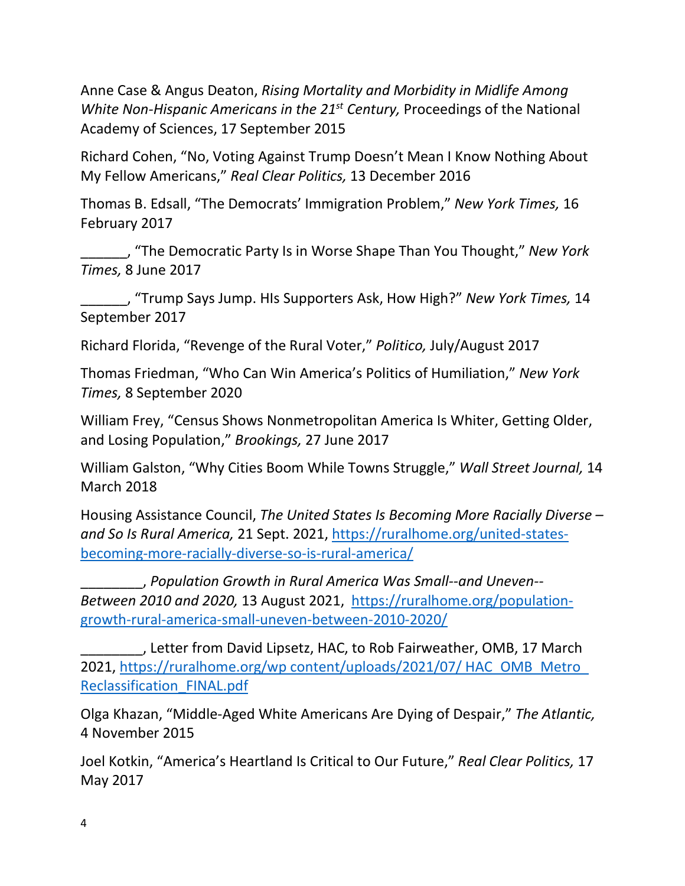Anne Case & Angus Deaton, *Rising Mortality and Morbidity in Midlife Among White Non-Hispanic Americans in the 21st Century,* Proceedings of the National Academy of Sciences, 17 September 2015

Richard Cohen, "No, Voting Against Trump Doesn't Mean I Know Nothing About My Fellow Americans," *Real Clear Politics,* 13 December 2016

Thomas B. Edsall, "The Democrats' Immigration Problem," *New York Times,* 16 February 2017

______, "The Democratic Party Is in Worse Shape Than You Thought," *New York Times,* 8 June 2017

______, "Trump Says Jump. HIs Supporters Ask, How High?" *New York Times,* 14 September 2017

Richard Florida, "Revenge of the Rural Voter," *Politico,* July/August 2017

Thomas Friedman, "Who Can Win America's Politics of Humiliation," *New York Times,* 8 September 2020

William Frey, "Census Shows Nonmetropolitan America Is Whiter, Getting Older, and Losing Population," *Brookings,* 27 June 2017

William Galston, "Why Cities Boom While Towns Struggle," *Wall Street Journal,* 14 March 2018

Housing Assistance Council, *The United States Is Becoming More Racially Diverse – and So Is Rural America,* 21 Sept. 2021, https://ruralhome.org/united-states-becoming-more-racially-diverse-so-is-rural-america/

________, *Population Growth in Rural America Was Small--and Uneven--Between 2010 and 2020,* 13 August 2021, https://ruralhome.org/population-growth-rural-america-small-uneven-between-2010-2020/

________, Letter from David Lipsetz, HAC, to Rob Fairweather, OMB, 17 March 2021, https://ruralhome.org/wp content/uploads/2021/07/ HAC_OMB_Metro_Reclassification_FINAL.pdf

Olga Khazan, "Middle-Aged White Americans Are Dying of Despair," *The Atlantic,* 4 November 2015

Joel Kotkin, "America's Heartland Is Critical to Our Future," *Real Clear Politics,* 17 May 2017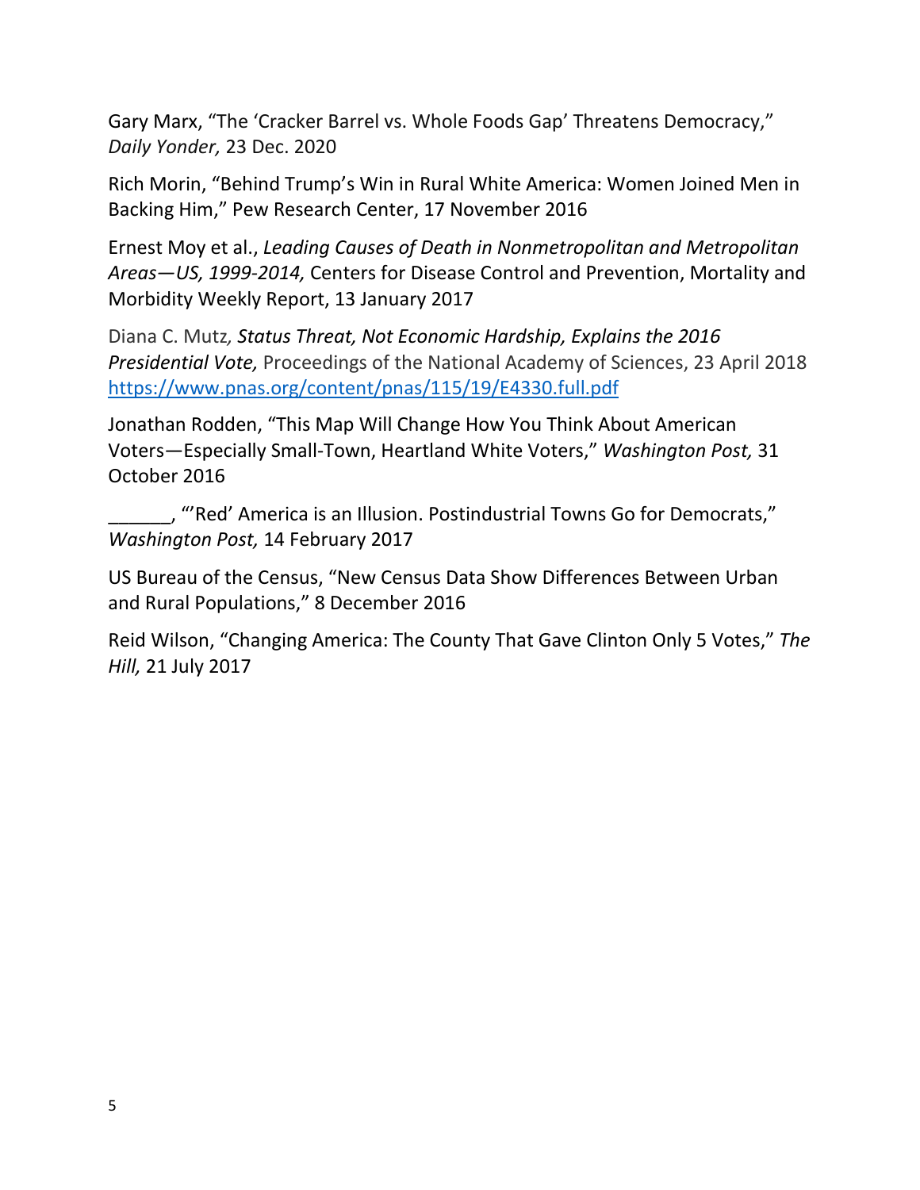Gary Marx, "The 'Cracker Barrel vs. Whole Foods Gap' Threatens Democracy," *Daily Yonder,* 23 Dec. 2020

Rich Morin, "Behind Trump's Win in Rural White America: Women Joined Men in Backing Him," Pew Research Center, 17 November 2016

Ernest Moy et al., *Leading Causes of Death in Nonmetropolitan and Metropolitan Areas—US, 1999-2014,* Centers for Disease Control and Prevention, Mortality and Morbidity Weekly Report, 13 January 2017

Diana C. Mutz*, Status Threat, Not Economic Hardship, Explains the 2016 Presidential Vote,* Proceedings of the National Academy of Sciences, 23 April 2018 https://www.pnas.org/content/pnas/115/19/E4330.full.pdf

Jonathan Rodden, "This Map Will Change How You Think About American Voters—Especially Small-Town, Heartland White Voters," *Washington Post,* 31 October 2016

______, "'Red' America is an Illusion. Postindustrial Towns Go for Democrats," *Washington Post,* 14 February 2017

US Bureau of the Census, "New Census Data Show Differences Between Urban and Rural Populations," 8 December 2016

Reid Wilson, "Changing America: The County That Gave Clinton Only 5 Votes," *The Hill,* 21 July 2017